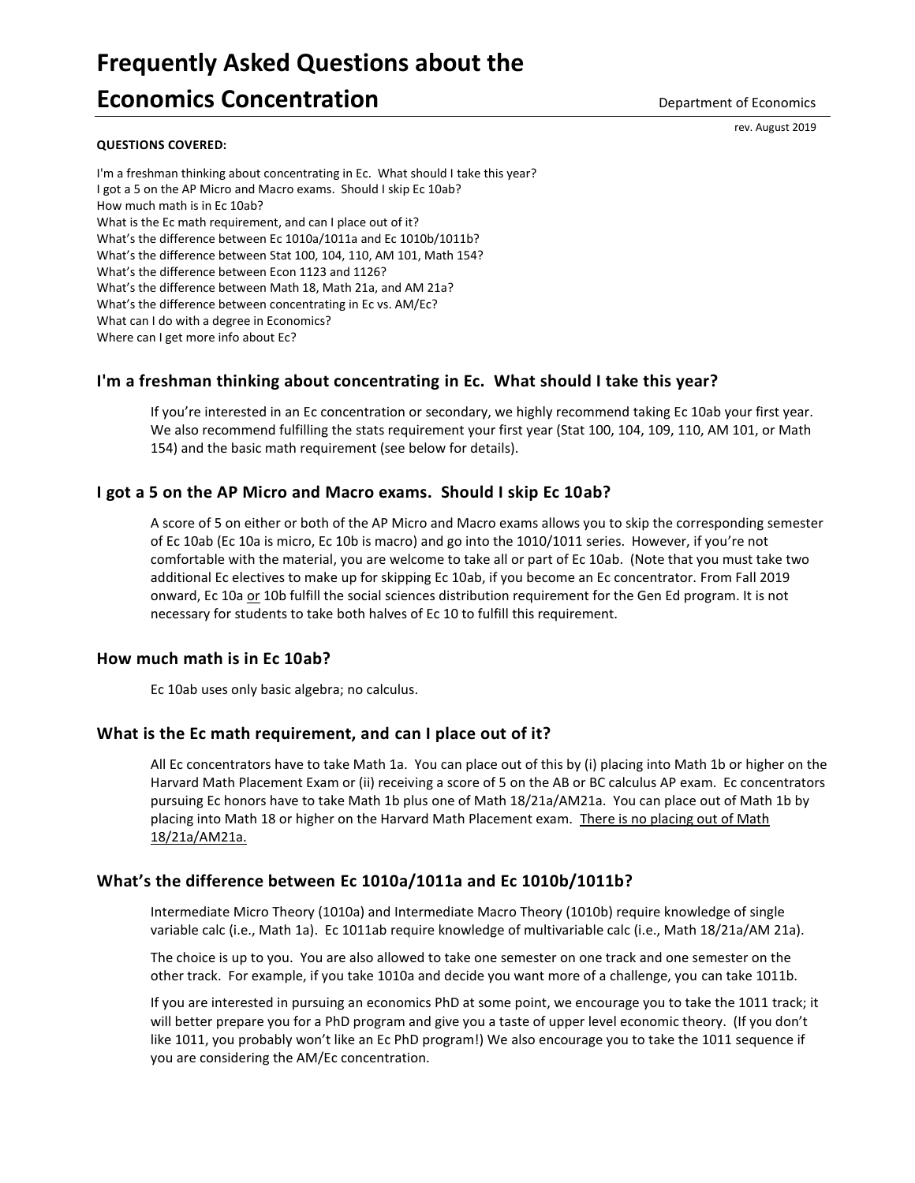# Frequently Asked Questions about the Economics Concentration

Department of Economics

rev. August 2019

**QUESTIONS COVERED:**

I'm a freshman thinking about concentrating in Ec. What should I take this year?
I got a 5 on the AP Micro and Macro exams. Should I skip Ec 10ab?
How much math is in Ec 10ab?
What is the Ec math requirement, and can I place out of it?
What's the difference between Ec 1010a/1011a and Ec 1010b/1011b?
What's the difference between Stat 100, 104, 110, AM 101, Math 154?
What's the difference between Econ 1123 and 1126?
What's the difference between Math 18, Math 21a, and AM 21a?
What's the difference between concentrating in Ec vs. AM/Ec?
What can I do with a degree in Economics?
Where can I get more info about Ec?

## I'm a freshman thinking about concentrating in Ec. What should I take this year?

If you're interested in an Ec concentration or secondary, we highly recommend taking Ec 10ab your first year. We also recommend fulfilling the stats requirement your first year (Stat 100, 104, 109, 110, AM 101, or Math 154) and the basic math requirement (see below for details).

## I got a 5 on the AP Micro and Macro exams. Should I skip Ec 10ab?

A score of 5 on either or both of the AP Micro and Macro exams allows you to skip the corresponding semester of Ec 10ab (Ec 10a is micro, Ec 10b is macro) and go into the 1010/1011 series. However, if you're not comfortable with the material, you are welcome to take all or part of Ec 10ab. (Note that you must take two additional Ec electives to make up for skipping Ec 10ab, if you become an Ec concentrator. From Fall 2019 onward, Ec 10a <u>or</u> 10b fulfill the social sciences distribution requirement for the Gen Ed program. It is not necessary for students to take both halves of Ec 10 to fulfill this requirement.

## How much math is in Ec 10ab?

Ec 10ab uses only basic algebra; no calculus.

## What is the Ec math requirement, and can I place out of it?

All Ec concentrators have to take Math 1a. You can place out of this by (i) placing into Math 1b or higher on the Harvard Math Placement Exam or (ii) receiving a score of 5 on the AB or BC calculus AP exam. Ec concentrators pursuing Ec honors have to take Math 1b plus one of Math 18/21a/AM21a. You can place out of Math 1b by placing into Math 18 or higher on the Harvard Math Placement exam. <u>There is no placing out of Math 18/21a/AM21a.</u>

## What's the difference between Ec 1010a/1011a and Ec 1010b/1011b?

Intermediate Micro Theory (1010a) and Intermediate Macro Theory (1010b) require knowledge of single variable calc (i.e., Math 1a). Ec 1011ab require knowledge of multivariable calc (i.e., Math 18/21a/AM 21a).

The choice is up to you. You are also allowed to take one semester on one track and one semester on the other track. For example, if you take 1010a and decide you want more of a challenge, you can take 1011b.

If you are interested in pursuing an economics PhD at some point, we encourage you to take the 1011 track; it will better prepare you for a PhD program and give you a taste of upper level economic theory. (If you don't like 1011, you probably won't like an Ec PhD program!) We also encourage you to take the 1011 sequence if you are considering the AM/Ec concentration.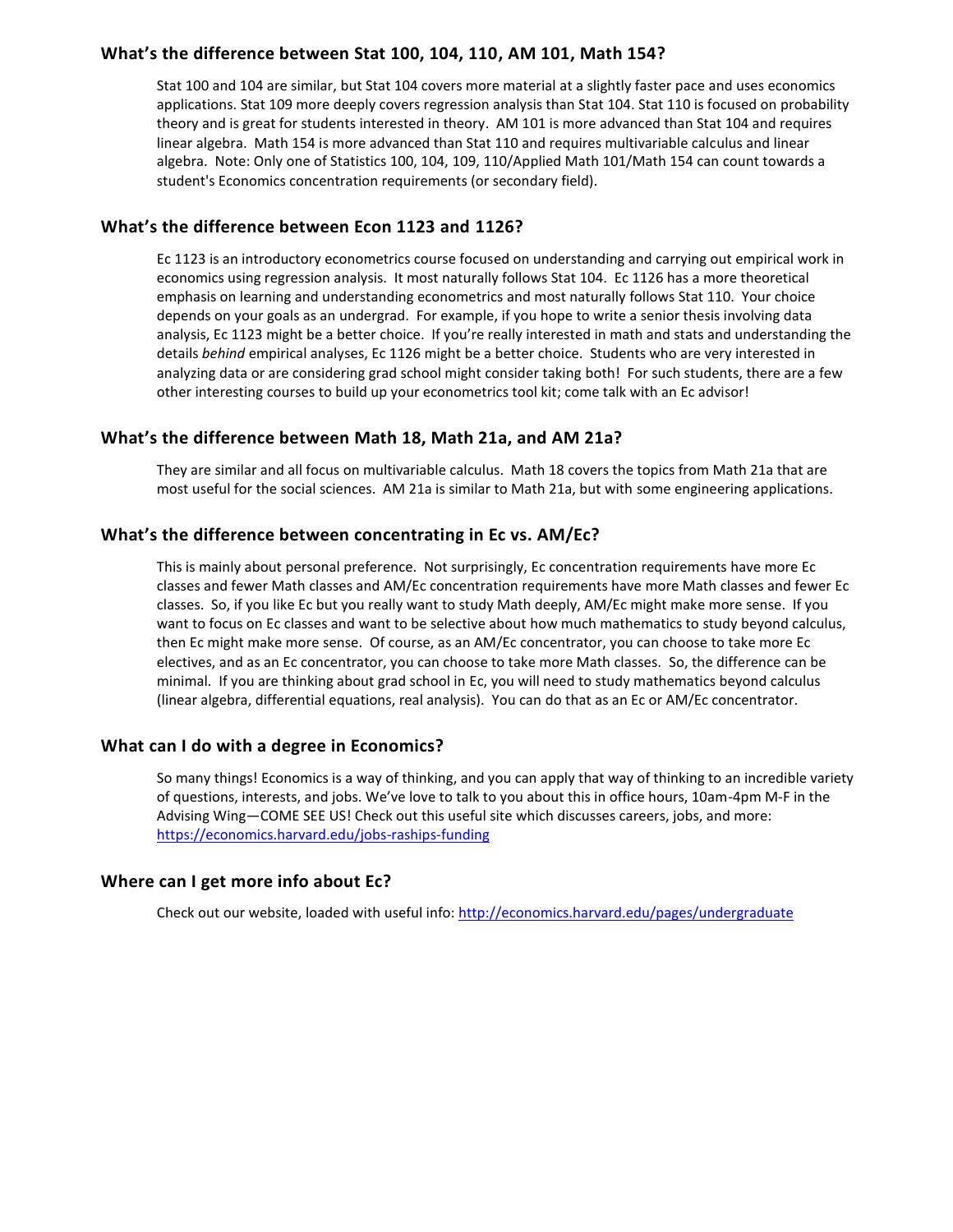### What's the difference between Stat 100, 104, 110, AM 101, Math 154?

Stat 100 and 104 are similar, but Stat 104 covers more material at a slightly faster pace and uses economics applications. Stat 109 more deeply covers regression analysis than Stat 104. Stat 110 is focused on probability theory and is great for students interested in theory. AM 101 is more advanced than Stat 104 and requires linear algebra. Math 154 is more advanced than Stat 110 and requires multivariable calculus and linear algebra. Note: Only one of Statistics 100, 104, 109, 110/Applied Math 101/Math 154 can count towards a student's Economics concentration requirements (or secondary field).

### What's the difference between Econ 1123 and 1126?

Ec 1123 is an introductory econometrics course focused on understanding and carrying out empirical work in economics using regression analysis. It most naturally follows Stat 104. Ec 1126 has a more theoretical emphasis on learning and understanding econometrics and most naturally follows Stat 110. Your choice depends on your goals as an undergrad. For example, if you hope to write a senior thesis involving data analysis, Ec 1123 might be a better choice. If you're really interested in math and stats and understanding the details *behind* empirical analyses, Ec 1126 might be a better choice. Students who are very interested in analyzing data or are considering grad school might consider taking both! For such students, there are a few other interesting courses to build up your econometrics tool kit; come talk with an Ec advisor!

### What's the difference between Math 18, Math 21a, and AM 21a?

They are similar and all focus on multivariable calculus. Math 18 covers the topics from Math 21a that are most useful for the social sciences. AM 21a is similar to Math 21a, but with some engineering applications.

### What's the difference between concentrating in Ec vs. AM/Ec?

This is mainly about personal preference. Not surprisingly, Ec concentration requirements have more Ec classes and fewer Math classes and AM/Ec concentration requirements have more Math classes and fewer Ec classes. So, if you like Ec but you really want to study Math deeply, AM/Ec might make more sense. If you want to focus on Ec classes and want to be selective about how much mathematics to study beyond calculus, then Ec might make more sense. Of course, as an AM/Ec concentrator, you can choose to take more Ec electives, and as an Ec concentrator, you can choose to take more Math classes. So, the difference can be minimal. If you are thinking about grad school in Ec, you will need to study mathematics beyond calculus (linear algebra, differential equations, real analysis). You can do that as an Ec or AM/Ec concentrator.

### What can I do with a degree in Economics?

So many things! Economics is a way of thinking, and you can apply that way of thinking to an incredible variety of questions, interests, and jobs. We've love to talk to you about this in office hours, 10am-4pm M-F in the Advising Wing—COME SEE US! Check out this useful site which discusses careers, jobs, and more: [https://economics.harvard.edu/jobs-raships-funding](https://economics.harvard.edu/jobs-raships-funding)

### Where can I get more info about Ec?

Check out our website, loaded with useful info: [http://economics.harvard.edu/pages/undergraduate](http://economics.harvard.edu/pages/undergraduate)